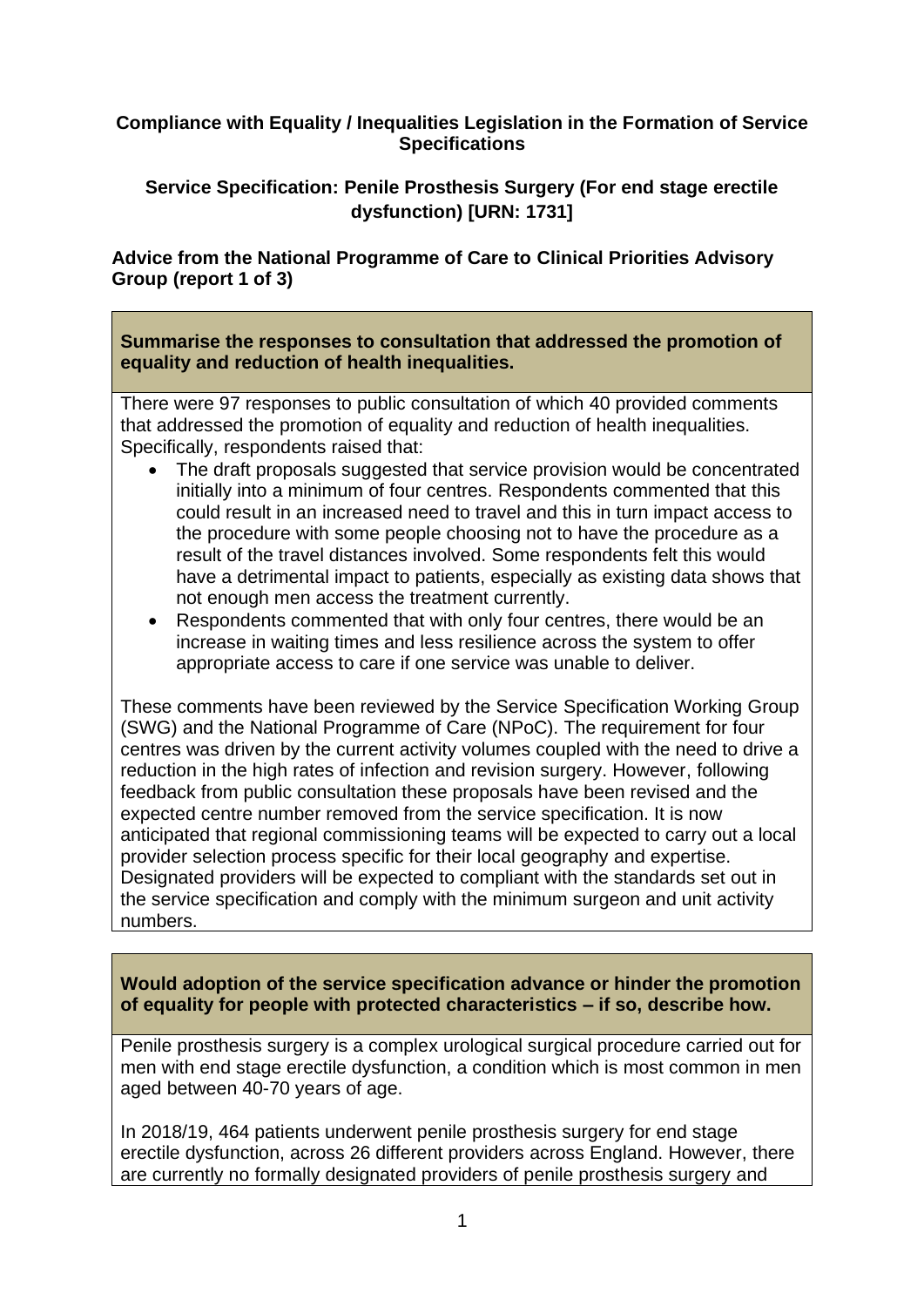**Compliance with Equality / Inequalities Legislation in the Formation of Service Specifications**

**Service Specification: Penile Prosthesis Surgery (For end stage erectile dysfunction) [URN: 1731]**

**Advice from the National Programme of Care to Clinical Priorities Advisory Group (report 1 of 3)**

**Summarise the responses to consultation that addressed the promotion of equality and reduction of health inequalities.**

There were 97 responses to public consultation of which 40 provided comments that addressed the promotion of equality and reduction of health inequalities. Specifically, respondents raised that:

- The draft proposals suggested that service provision would be concentrated initially into a minimum of four centres. Respondents commented that this could result in an increased need to travel and this in turn impact access to the procedure with some people choosing not to have the procedure as a result of the travel distances involved. Some respondents felt this would have a detrimental impact to patients, especially as existing data shows that not enough men access the treatment currently.
- Respondents commented that with only four centres, there would be an increase in waiting times and less resilience across the system to offer appropriate access to care if one service was unable to deliver.

These comments have been reviewed by the Service Specification Working Group (SWG) and the National Programme of Care (NPoC). The requirement for four centres was driven by the current activity volumes coupled with the need to drive a reduction in the high rates of infection and revision surgery. However, following feedback from public consultation these proposals have been revised and the expected centre number removed from the service specification. It is now anticipated that regional commissioning teams will be expected to carry out a local provider selection process specific for their local geography and expertise. Designated providers will be expected to compliant with the standards set out in the service specification and comply with the minimum surgeon and unit activity numbers.

**Would adoption of the service specification advance or hinder the promotion of equality for people with protected characteristics – if so, describe how.**

Penile prosthesis surgery is a complex urological surgical procedure carried out for men with end stage erectile dysfunction, a condition which is most common in men aged between 40-70 years of age.

In 2018/19, 464 patients underwent penile prosthesis surgery for end stage erectile dysfunction, across 26 different providers across England. However, there are currently no formally designated providers of penile prosthesis surgery and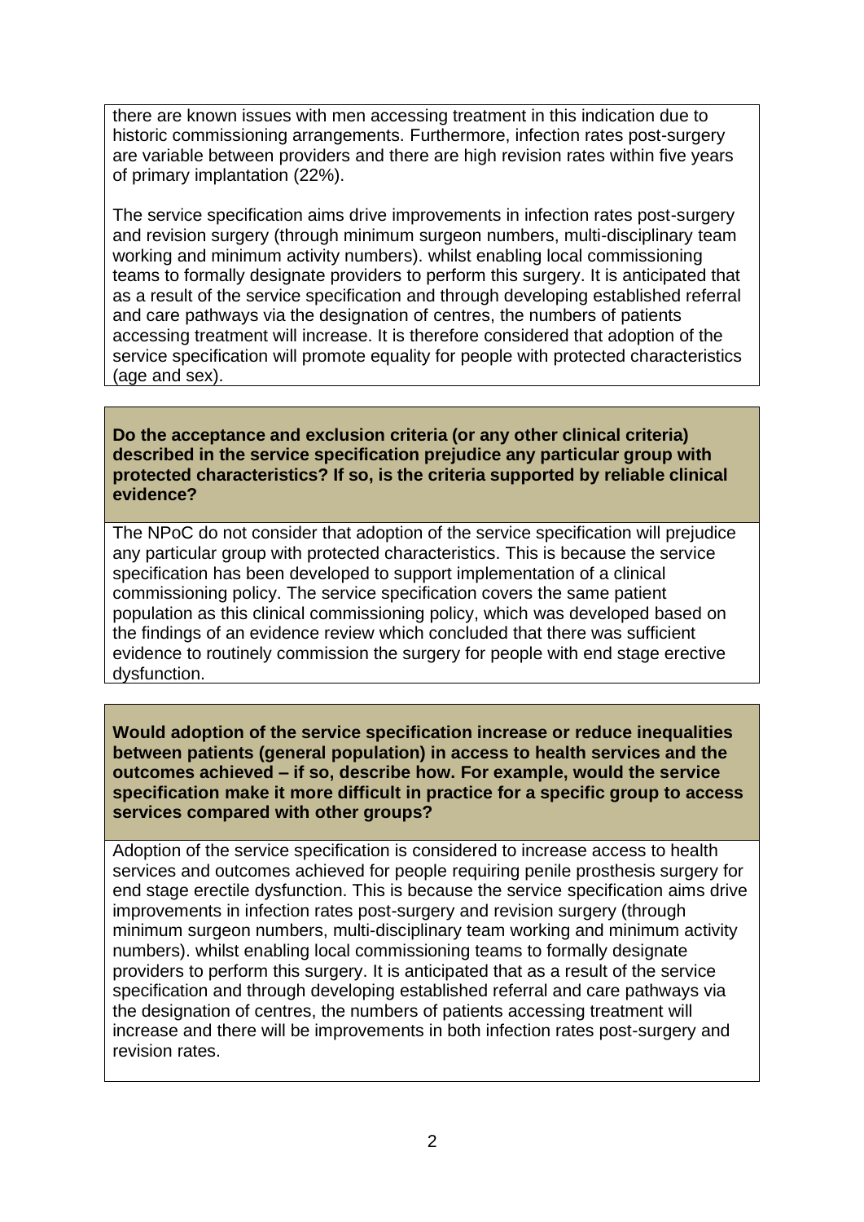there are known issues with men accessing treatment in this indication due to historic commissioning arrangements. Furthermore, infection rates post-surgery are variable between providers and there are high revision rates within five years of primary implantation (22%).

The service specification aims drive improvements in infection rates post-surgery and revision surgery (through minimum surgeon numbers, multi-disciplinary team working and minimum activity numbers). whilst enabling local commissioning teams to formally designate providers to perform this surgery. It is anticipated that as a result of the service specification and through developing established referral and care pathways via the designation of centres, the numbers of patients accessing treatment will increase. It is therefore considered that adoption of the service specification will promote equality for people with protected characteristics (age and sex).

**Do the acceptance and exclusion criteria (or any other clinical criteria) described in the service specification prejudice any particular group with protected characteristics? If so, is the criteria supported by reliable clinical evidence?**

The NPoC do not consider that adoption of the service specification will prejudice any particular group with protected characteristics. This is because the service specification has been developed to support implementation of a clinical commissioning policy. The service specification covers the same patient population as this clinical commissioning policy, which was developed based on the findings of an evidence review which concluded that there was sufficient evidence to routinely commission the surgery for people with end stage erective dysfunction.

**Would adoption of the service specification increase or reduce inequalities between patients (general population) in access to health services and the outcomes achieved – if so, describe how. For example, would the service specification make it more difficult in practice for a specific group to access services compared with other groups?**

Adoption of the service specification is considered to increase access to health services and outcomes achieved for people requiring penile prosthesis surgery for end stage erectile dysfunction. This is because the service specification aims drive improvements in infection rates post-surgery and revision surgery (through minimum surgeon numbers, multi-disciplinary team working and minimum activity numbers). whilst enabling local commissioning teams to formally designate providers to perform this surgery. It is anticipated that as a result of the service specification and through developing established referral and care pathways via the designation of centres, the numbers of patients accessing treatment will increase and there will be improvements in both infection rates post-surgery and revision rates.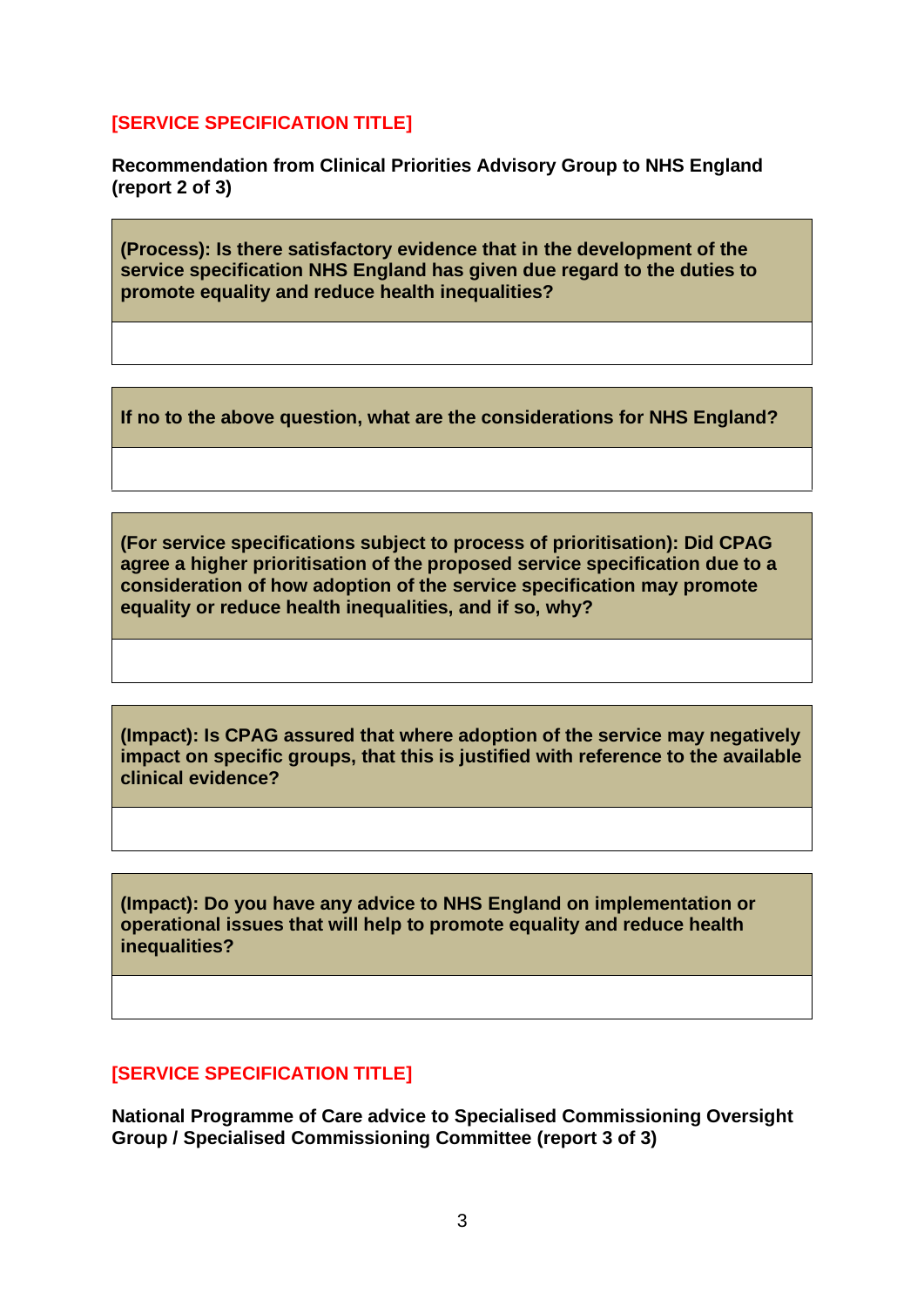## [SERVICE SPECIFICATION TITLE]

**Recommendation from Clinical Priorities Advisory Group to NHS England (report 2 of 3)**

| **(Process): Is there satisfactory evidence that in the development of the service specification NHS England has given due regard to the duties to promote equality and reduce health inequalities?** |
| --- |
| |

| **If no to the above question, what are the considerations for NHS England?** |
| --- |
| |

| **(For service specifications subject to process of prioritisation): Did CPAG agree a higher prioritisation of the proposed service specification due to a consideration of how adoption of the service specification may promote equality or reduce health inequalities, and if so, why?** |
| --- |
| |

| **(Impact): Is CPAG assured that where adoption of the service may negatively impact on specific groups, that this is justified with reference to the available clinical evidence?** |
| --- |
| |

| **(Impact): Do you have any advice to NHS England on implementation or operational issues that will help to promote equality and reduce health inequalities?** |
| --- |
| |

## [SERVICE SPECIFICATION TITLE]

**National Programme of Care advice to Specialised Commissioning Oversight Group / Specialised Commissioning Committee (report 3 of 3)**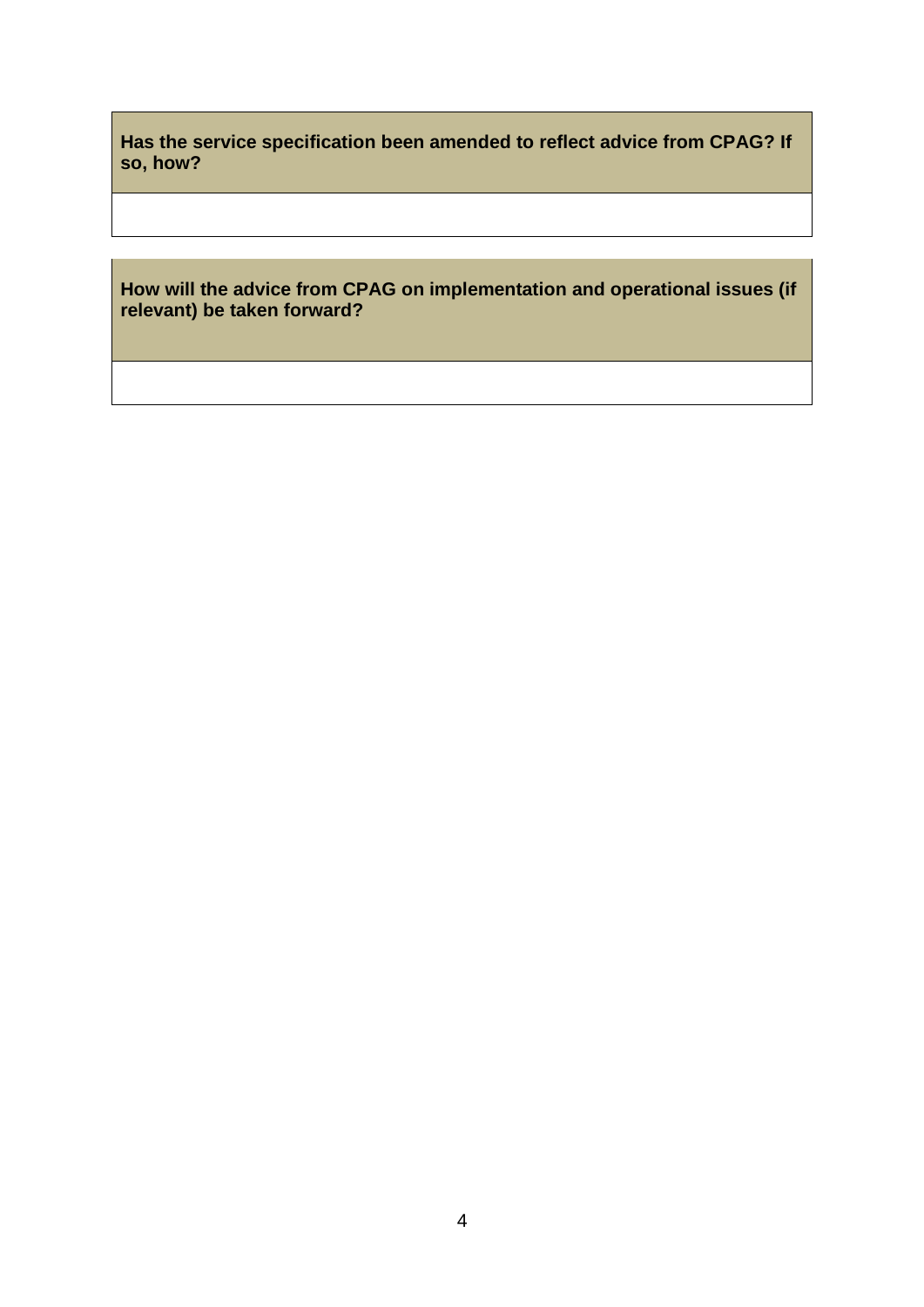| **Has the service specification been amended to reflect advice from CPAG? If so, how?** |
| --- |
| |

| **How will the advice from CPAG on implementation and operational issues (if relevant) be taken forward?** |
| --- |
| |